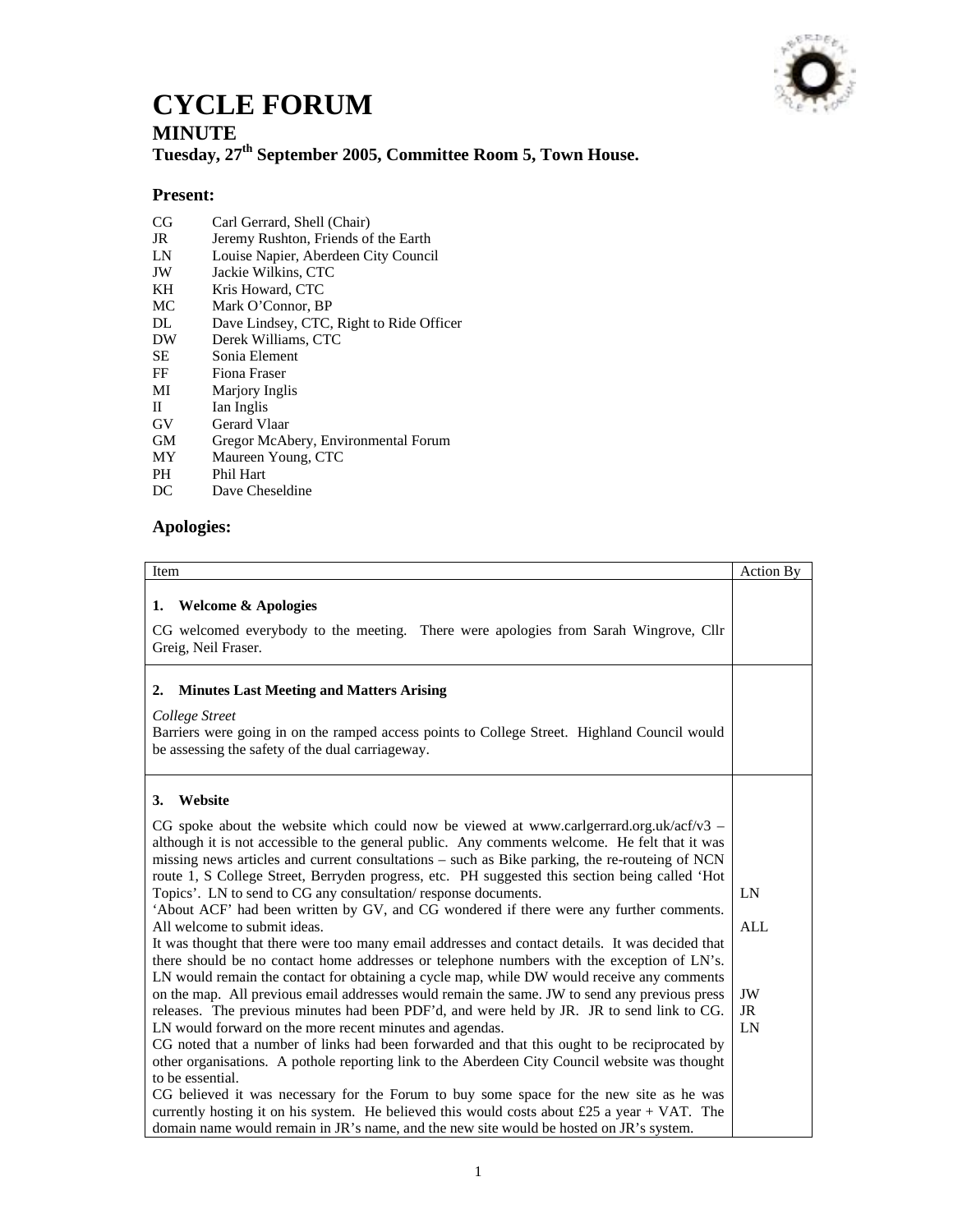# CYCLE FORUM

## MINUTE

### Tuesday, 27th September 2005, Committee Room 5, Town House.

### Present:

| | |
|---|---|
| CG | Carl Gerrard, Shell (Chair) |
| JR | Jeremy Rushton, Friends of the Earth |
| LN | Louise Napier, Aberdeen City Council |
| JW | Jackie Wilkins, CTC |
| KH | Kris Howard, CTC |
| MC | Mark O'Connor, BP |
| DL | Dave Lindsey, CTC, Right to Ride Officer |
| DW | Derek Williams, CTC |
| SE | Sonia Element |
| FF | Fiona Fraser |
| MI | Marjory Inglis |
| II | Ian Inglis |
| GV | Gerard Vlaar |
| GM | Gregor McAbery, Environmental Forum |
| MY | Maureen Young, CTC |
| PH | Phil Hart |
| DC | Dave Cheseldine |

### Apologies:

| Item | Action By |
|---|---|
| **1. Welcome & Apologies**<br><br>CG welcomed everybody to the meeting. There were apologies from Sarah Wingrove, Cllr Greig, Neil Fraser. | |
| **2. Minutes Last Meeting and Matters Arising**<br><br>*College Street*<br>Barriers were going in on the ramped access points to College Street. Highland Council would be assessing the safety of the dual carriageway. | |
| **3. Website**<br><br>CG spoke about the website which could now be viewed at www.carlgerrard.org.uk/acf/v3 – although it is not accessible to the general public. Any comments welcome. He felt that it was missing news articles and current consultations – such as Bike parking, the re-routeing of NCN route 1, S College Street, Berryden progress, etc. PH suggested this section being called 'Hot Topics'. LN to send to CG any consultation/ response documents. | LN |
| 'About ACF' had been written by GV, and CG wondered if there were any further comments. All welcome to submit ideas. | ALL |
| It was thought that there were too many email addresses and contact details. It was decided that there should be no contact home addresses or telephone numbers with the exception of LN's. LN would remain the contact for obtaining a cycle map, while DW would receive any comments on the map. All previous email addresses would remain the same. JW to send any previous press releases. The previous minutes had been PDF'd, and were held by JR. JR to send link to CG. LN would forward on the more recent minutes and agendas. | JW<br>JR<br>LN |
| CG noted that a number of links had been forwarded and that this ought to be reciprocated by other organisations. A pothole reporting link to the Aberdeen City Council website was thought to be essential.<br>CG believed it was necessary for the Forum to buy some space for the new site as he was currently hosting it on his system. He believed this would costs about £25 a year + VAT. The domain name would remain in JR's name, and the new site would be hosted on JR's system. | |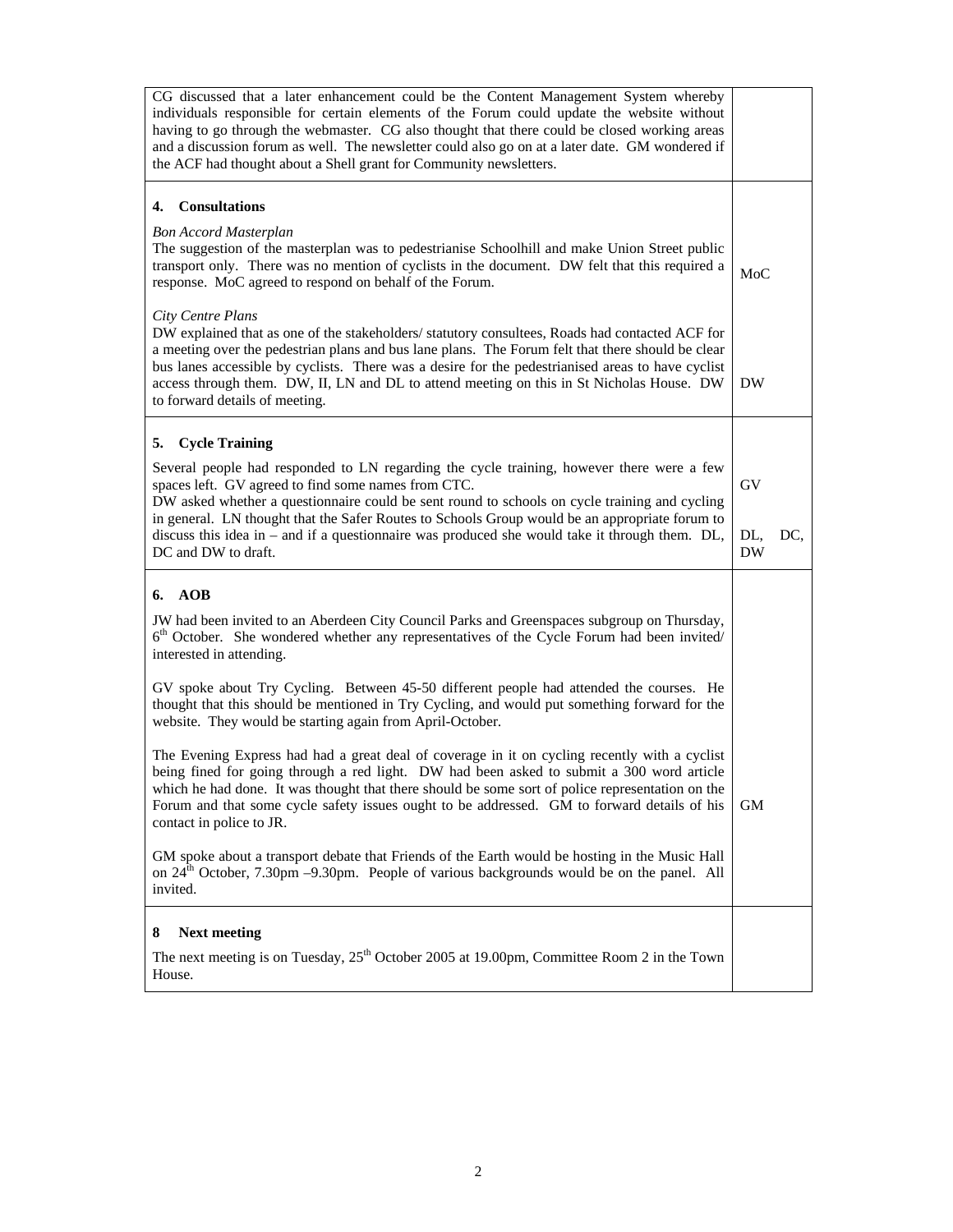| | |
|---|---|
| CG discussed that a later enhancement could be the Content Management System whereby individuals responsible for certain elements of the Forum could update the website without having to go through the webmaster. CG also thought that there could be closed working areas and a discussion forum as well. The newsletter could also go on at a later date. GM wondered if the ACF had thought about a Shell grant for Community newsletters. | |
| **4. Consultations**<br><br>*Bon Accord Masterplan*<br>The suggestion of the masterplan was to pedestrianise Schoolhill and make Union Street public transport only. There was no mention of cyclists in the document. DW felt that this required a response. MoC agreed to respond on behalf of the Forum.<br><br>*City Centre Plans*<br>DW explained that as one of the stakeholders/ statutory consultees, Roads had contacted ACF for a meeting over the pedestrian plans and bus lane plans. The Forum felt that there should be clear bus lanes accessible by cyclists. There was a desire for the pedestrianised areas to have cyclist access through them. DW, II, LN and DL to attend meeting on this in St Nicholas House. DW to forward details of meeting. | MoC<br><br>DW |
| **5. Cycle Training**<br><br>Several people had responded to LN regarding the cycle training, however there were a few spaces left. GV agreed to find some names from CTC.<br>DW asked whether a questionnaire could be sent round to schools on cycle training and cycling in general. LN thought that the Safer Routes to Schools Group would be an appropriate forum to discuss this idea in – and if a questionnaire was produced she would take it through them. DL, DC and DW to draft. | GV<br><br>DL, DC, DW |
| **6. AOB**<br><br>JW had been invited to an Aberdeen City Council Parks and Greenspaces subgroup on Thursday, 6th October. She wondered whether any representatives of the Cycle Forum had been invited/ interested in attending.<br><br>GV spoke about Try Cycling. Between 45-50 different people had attended the courses. He thought that this should be mentioned in Try Cycling, and would put something forward for the website. They would be starting again from April-October.<br><br>The Evening Express had had a great deal of coverage in it on cycling recently with a cyclist being fined for going through a red light. DW had been asked to submit a 300 word article which he had done. It was thought that there should be some sort of police representation on the Forum and that some cycle safety issues ought to be addressed. GM to forward details of his contact in police to JR.<br><br>GM spoke about a transport debate that Friends of the Earth would be hosting in the Music Hall on 24th October, 7.30pm –9.30pm. People of various backgrounds would be on the panel. All invited. | GM |
| **8 Next meeting**<br><br>The next meeting is on Tuesday, 25th October 2005 at 19.00pm, Committee Room 2 in the Town House. | |